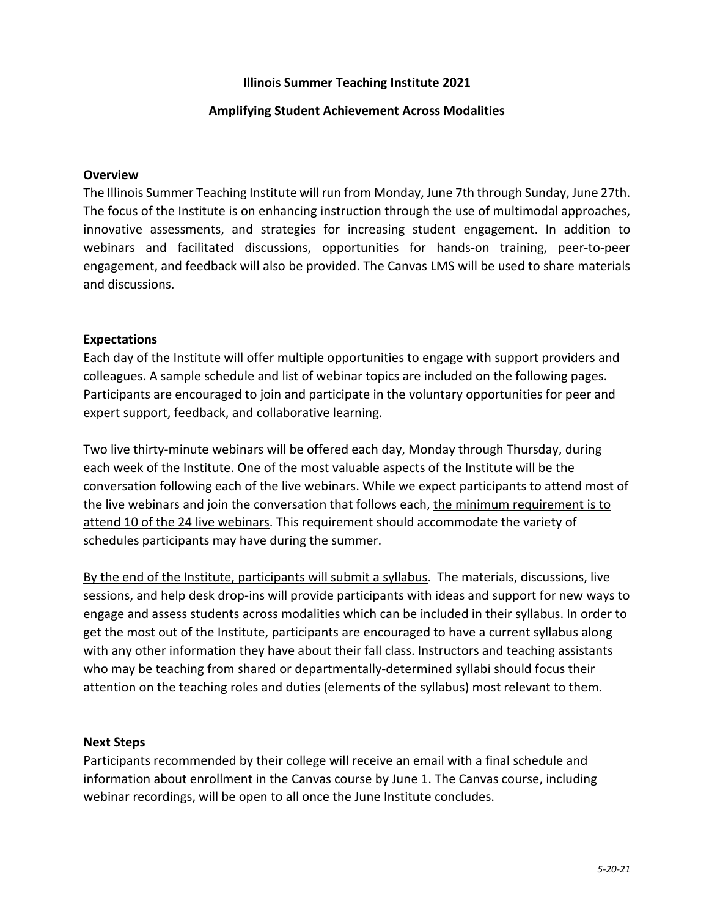# Illinois Summer Teaching Institute 2021

## Amplifying Student Achievement Across Modalities

### Overview

The Illinois Summer Teaching Institute will run from Monday, June 7th through Sunday, June 27th. The focus of the Institute is on enhancing instruction through the use of multimodal approaches, innovative assessments, and strategies for increasing student engagement. In addition to webinars and facilitated discussions, opportunities for hands-on training, peer-to-peer engagement, and feedback will also be provided. The Canvas LMS will be used to share materials and discussions.

### Expectations

Each day of the Institute will offer multiple opportunities to engage with support providers and colleagues. A sample schedule and list of webinar topics are included on the following pages. Participants are encouraged to join and participate in the voluntary opportunities for peer and expert support, feedback, and collaborative learning.

Two live thirty-minute webinars will be offered each day, Monday through Thursday, during each week of the Institute. One of the most valuable aspects of the Institute will be the conversation following each of the live webinars. While we expect participants to attend most of the live webinars and join the conversation that follows each, <u>the minimum requirement is to attend 10 of the 24 live webinars</u>. This requirement should accommodate the variety of schedules participants may have during the summer.

<u>By the end of the Institute, participants will submit a syllabus</u>. The materials, discussions, live sessions, and help desk drop-ins will provide participants with ideas and support for new ways to engage and assess students across modalities which can be included in their syllabus. In order to get the most out of the Institute, participants are encouraged to have a current syllabus along with any other information they have about their fall class. Instructors and teaching assistants who may be teaching from shared or departmentally-determined syllabi should focus their attention on the teaching roles and duties (elements of the syllabus) most relevant to them.

### Next Steps

Participants recommended by their college will receive an email with a final schedule and information about enrollment in the Canvas course by June 1. The Canvas course, including webinar recordings, will be open to all once the June Institute concludes.

*5-20-21*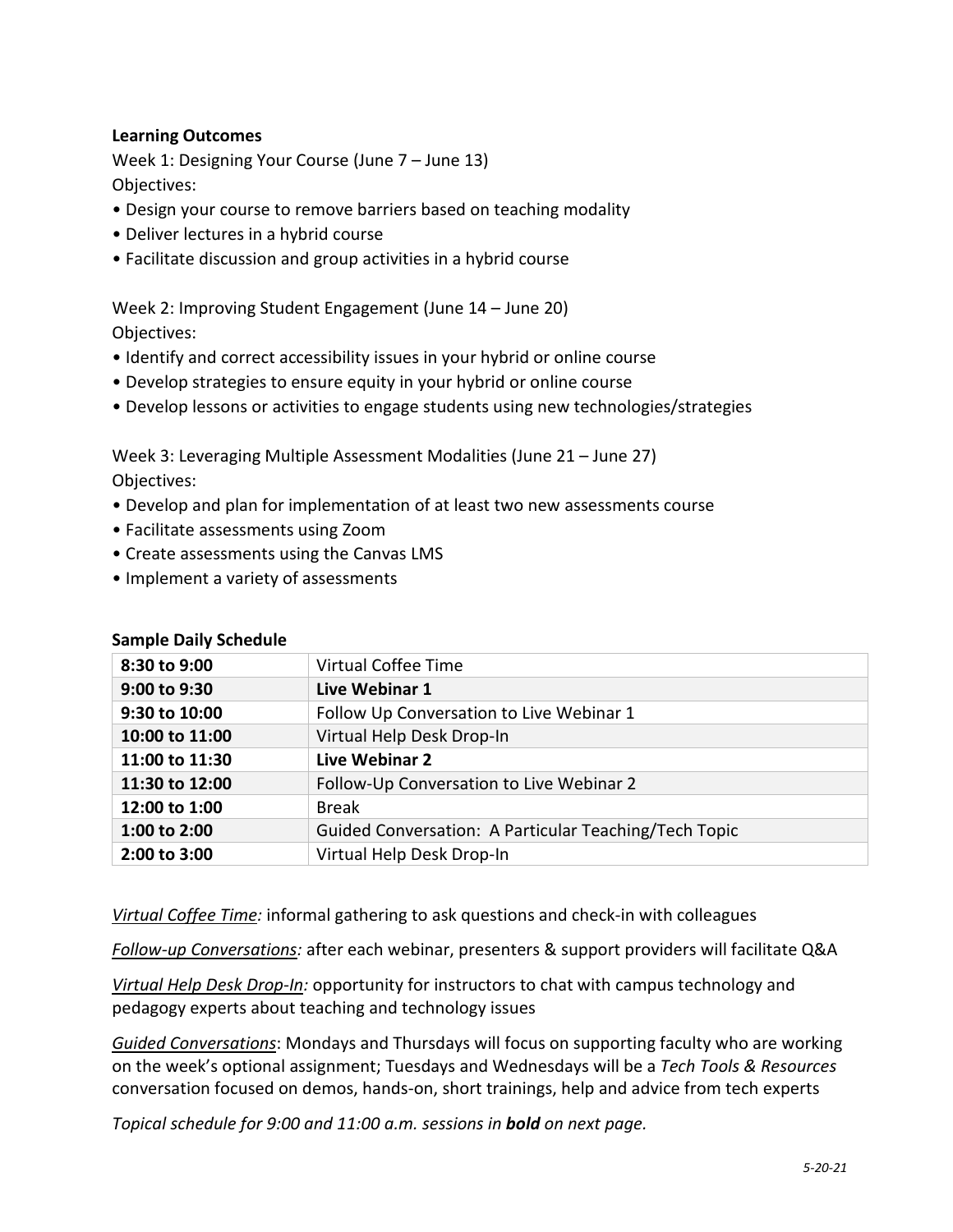**Learning Outcomes**

Week 1: Designing Your Course (June 7 – June 13)
Objectives:

- Design your course to remove barriers based on teaching modality
- Deliver lectures in a hybrid course
- Facilitate discussion and group activities in a hybrid course

Week 2: Improving Student Engagement (June 14 – June 20)
Objectives:

- Identify and correct accessibility issues in your hybrid or online course
- Develop strategies to ensure equity in your hybrid or online course
- Develop lessons or activities to engage students using new technologies/strategies

Week 3: Leveraging Multiple Assessment Modalities (June 21 – June 27)
Objectives:

- Develop and plan for implementation of at least two new assessments course
- Facilitate assessments using Zoom
- Create assessments using the Canvas LMS
- Implement a variety of assessments

**Sample Daily Schedule**

| | |
|---|---|
| **8:30 to 9:00** | Virtual Coffee Time |
| **9:00 to 9:30** | **Live Webinar 1** |
| **9:30 to 10:00** | Follow Up Conversation to Live Webinar 1 |
| **10:00 to 11:00** | Virtual Help Desk Drop-In |
| **11:00 to 11:30** | **Live Webinar 2** |
| **11:30 to 12:00** | Follow-Up Conversation to Live Webinar 2 |
| **12:00 to 1:00** | Break |
| **1:00 to 2:00** | Guided Conversation: A Particular Teaching/Tech Topic |
| **2:00 to 3:00** | Virtual Help Desk Drop-In |

*Virtual Coffee Time:* informal gathering to ask questions and check-in with colleagues

*Follow-up Conversations:* after each webinar, presenters & support providers will facilitate Q&A

*Virtual Help Desk Drop-In:* opportunity for instructors to chat with campus technology and pedagogy experts about teaching and technology issues

*Guided Conversations*: Mondays and Thursdays will focus on supporting faculty who are working on the week's optional assignment; Tuesdays and Wednesdays will be a *Tech Tools & Resources* conversation focused on demos, hands-on, short trainings, help and advice from tech experts

*Topical schedule for 9:00 and 11:00 a.m. sessions in **bold** on next page.*

*5-20-21*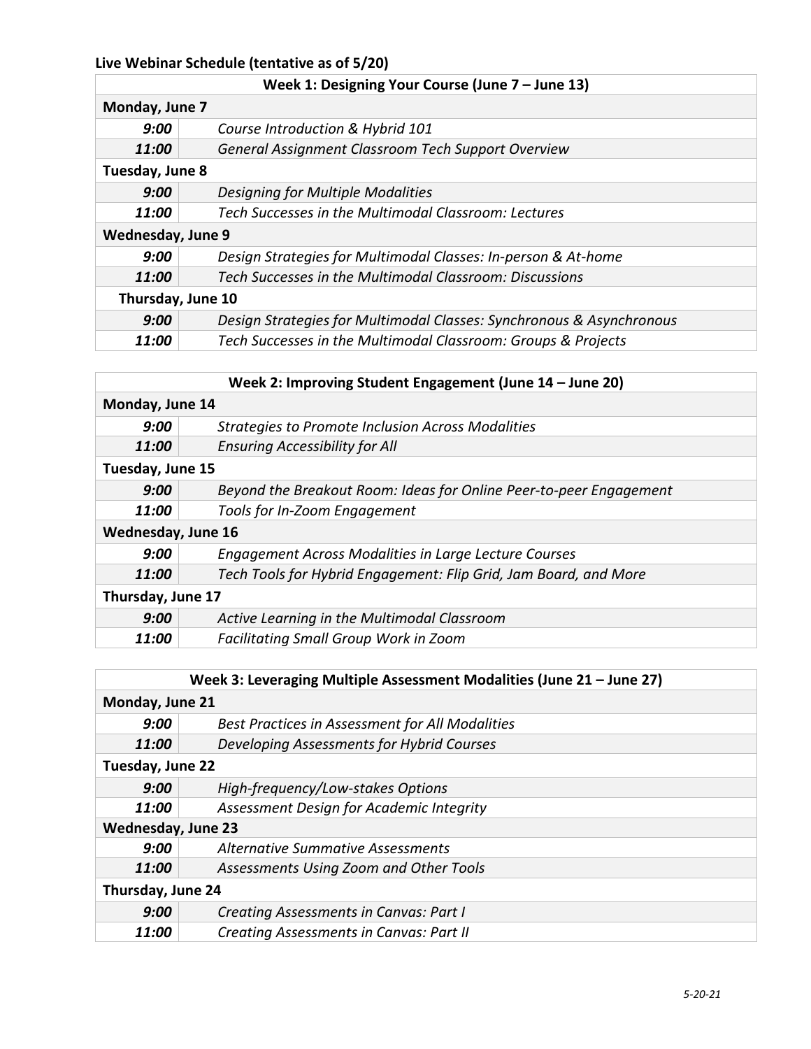**Live Webinar Schedule (tentative as of 5/20)**

| **Week 1: Designing Your Course (June 7 – June 13)** | |
|---|---|
| **Monday, June 7** | |
| ***9:00*** | *Course Introduction & Hybrid 101* |
| ***11:00*** | *General Assignment Classroom Tech Support Overview* |
| **Tuesday, June 8** | |
| ***9:00*** | *Designing for Multiple Modalities* |
| ***11:00*** | *Tech Successes in the Multimodal Classroom: Lectures* |
| **Wednesday, June 9** | |
| ***9:00*** | *Design Strategies for Multimodal Classes: In-person & At-home* |
| ***11:00*** | *Tech Successes in the Multimodal Classroom: Discussions* |
| **Thursday, June 10** | |
| ***9:00*** | *Design Strategies for Multimodal Classes: Synchronous & Asynchronous* |
| ***11:00*** | *Tech Successes in the Multimodal Classroom: Groups & Projects* |

| **Week 2: Improving Student Engagement (June 14 – June 20)** | |
|---|---|
| **Monday, June 14** | |
| ***9:00*** | *Strategies to Promote Inclusion Across Modalities* |
| ***11:00*** | *Ensuring Accessibility for All* |
| **Tuesday, June 15** | |
| ***9:00*** | *Beyond the Breakout Room: Ideas for Online Peer-to-peer Engagement* |
| ***11:00*** | *Tools for In-Zoom Engagement* |
| **Wednesday, June 16** | |
| ***9:00*** | *Engagement Across Modalities in Large Lecture Courses* |
| ***11:00*** | *Tech Tools for Hybrid Engagement: Flip Grid, Jam Board, and More* |
| **Thursday, June 17** | |
| ***9:00*** | *Active Learning in the Multimodal Classroom* |
| ***11:00*** | *Facilitating Small Group Work in Zoom* |

| **Week 3: Leveraging Multiple Assessment Modalities (June 21 – June 27)** | |
|---|---|
| **Monday, June 21** | |
| ***9:00*** | *Best Practices in Assessment for All Modalities* |
| ***11:00*** | *Developing Assessments for Hybrid Courses* |
| **Tuesday, June 22** | |
| ***9:00*** | *High-frequency/Low-stakes Options* |
| ***11:00*** | *Assessment Design for Academic Integrity* |
| **Wednesday, June 23** | |
| ***9:00*** | *Alternative Summative Assessments* |
| ***11:00*** | *Assessments Using Zoom and Other Tools* |
| **Thursday, June 24** | |
| ***9:00*** | *Creating Assessments in Canvas: Part I* |
| ***11:00*** | *Creating Assessments in Canvas: Part II* |